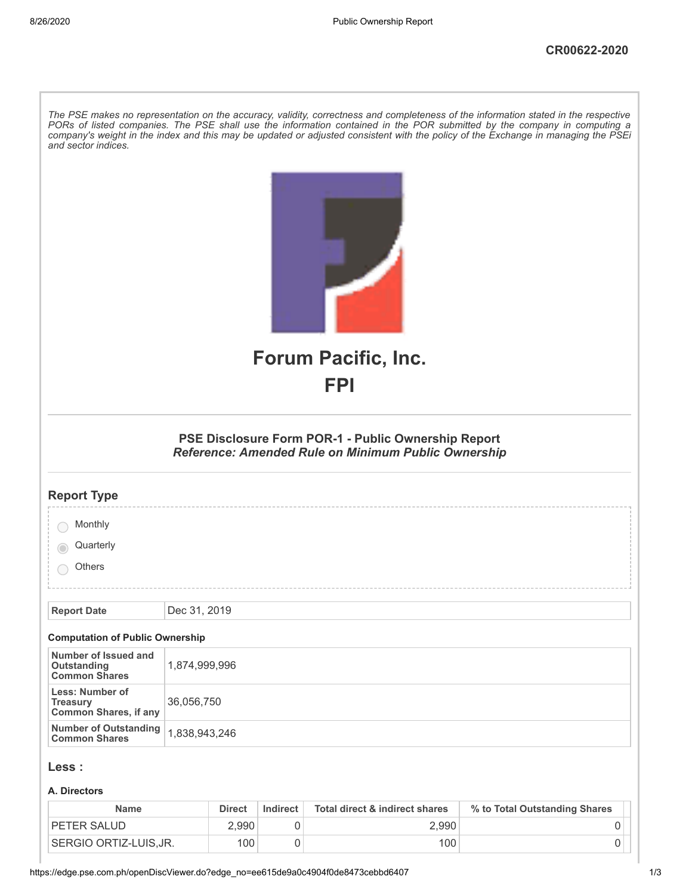CR00622-2020

*The PSE makes no representation on the accuracy, validity, correctness and completeness of the information stated in the respective PORs of listed companies. The PSE shall use the information contained in the POR submitted by the company in computing a company's weight in the index and this may be updated or adjusted consistent with the policy of the Exchange in managing the PSEi and sector indices.*

# Forum Pacific, Inc.
# FPI

### PSE Disclosure Form POR-1 - Public Ownership Report
### *Reference: Amended Rule on Minimum Public Ownership*

## Report Type

- Monthly
- Quarterly (selected)
- Others

| Report Date | Dec 31, 2019 |
|---|---|

**Computation of Public Ownership**

| | |
|---|---|
| **Number of Issued and Outstanding Common Shares** | 1,874,999,996 |
| **Less: Number of Treasury Common Shares, if any** | 36,056,750 |
| **Number of Outstanding Common Shares** | 1,838,943,246 |

## Less :

**A. Directors**

| Name | Direct | Indirect | Total direct & indirect shares | % to Total Outstanding Shares |
|---|---|---|---|---|
| PETER SALUD | 2,990 | 0 | 2,990 | 0 |
| SERGIO ORTIZ-LUIS,JR. | 100 | 0 | 100 | 0 |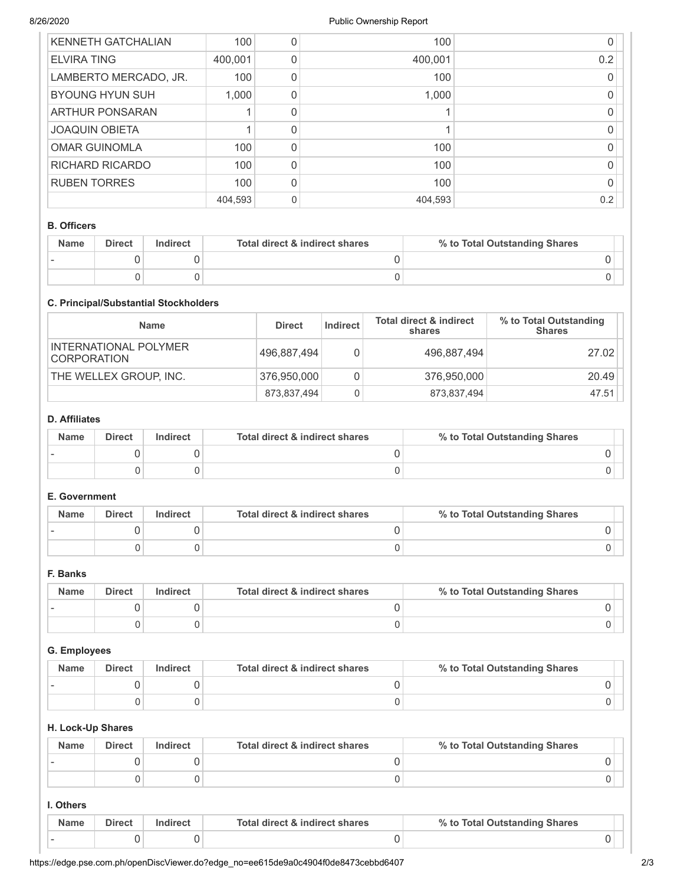| KENNETH GATCHALIAN | 100 | 0 | 100 | 0 |
|---|---|---|---|---|
| ELVIRA TING | 400,001 | 0 | 400,001 | 0.2 |
| LAMBERTO MERCADO, JR. | 100 | 0 | 100 | 0 |
| BYOUNG HYUN SUH | 1,000 | 0 | 1,000 | 0 |
| ARTHUR PONSARAN | 1 | 0 | 1 | 0 |
| JOAQUIN OBIETA | 1 | 0 | 1 | 0 |
| OMAR GUINOMLA | 100 | 0 | 100 | 0 |
| RICHARD RICARDO | 100 | 0 | 100 | 0 |
| RUBEN TORRES | 100 | 0 | 100 | 0 |
| | 404,593 | 0 | 404,593 | 0.2 |

**B. Officers**

| Name | Direct | Indirect | Total direct & indirect shares | % to Total Outstanding Shares |
|---|---|---|---|---|
| - | 0 | 0 | 0 | 0 |
| | 0 | 0 | 0 | 0 |

**C. Principal/Substantial Stockholders**

| Name | Direct | Indirect | Total direct & indirect shares | % to Total Outstanding Shares |
|---|---|---|---|---|
| INTERNATIONAL POLYMER CORPORATION | 496,887,494 | 0 | 496,887,494 | 27.02 |
| THE WELLEX GROUP, INC. | 376,950,000 | 0 | 376,950,000 | 20.49 |
| | 873,837,494 | 0 | 873,837,494 | 47.51 |

**D. Affiliates**

| Name | Direct | Indirect | Total direct & indirect shares | % to Total Outstanding Shares |
|---|---|---|---|---|
| - | 0 | 0 | 0 | 0 |
| | 0 | 0 | 0 | 0 |

**E. Government**

| Name | Direct | Indirect | Total direct & indirect shares | % to Total Outstanding Shares |
|---|---|---|---|---|
| - | 0 | 0 | 0 | 0 |
| | 0 | 0 | 0 | 0 |

**F. Banks**

| Name | Direct | Indirect | Total direct & indirect shares | % to Total Outstanding Shares |
|---|---|---|---|---|
| - | 0 | 0 | 0 | 0 |
| | 0 | 0 | 0 | 0 |

**G. Employees**

| Name | Direct | Indirect | Total direct & indirect shares | % to Total Outstanding Shares |
|---|---|---|---|---|
| - | 0 | 0 | 0 | 0 |
| | 0 | 0 | 0 | 0 |

**H. Lock-Up Shares**

| Name | Direct | Indirect | Total direct & indirect shares | % to Total Outstanding Shares |
|---|---|---|---|---|
| - | 0 | 0 | 0 | 0 |
| | 0 | 0 | 0 | 0 |

**I. Others**

| Name | Direct | Indirect | Total direct & indirect shares | % to Total Outstanding Shares |
|---|---|---|---|---|
| - | 0 | 0 | 0 | 0 |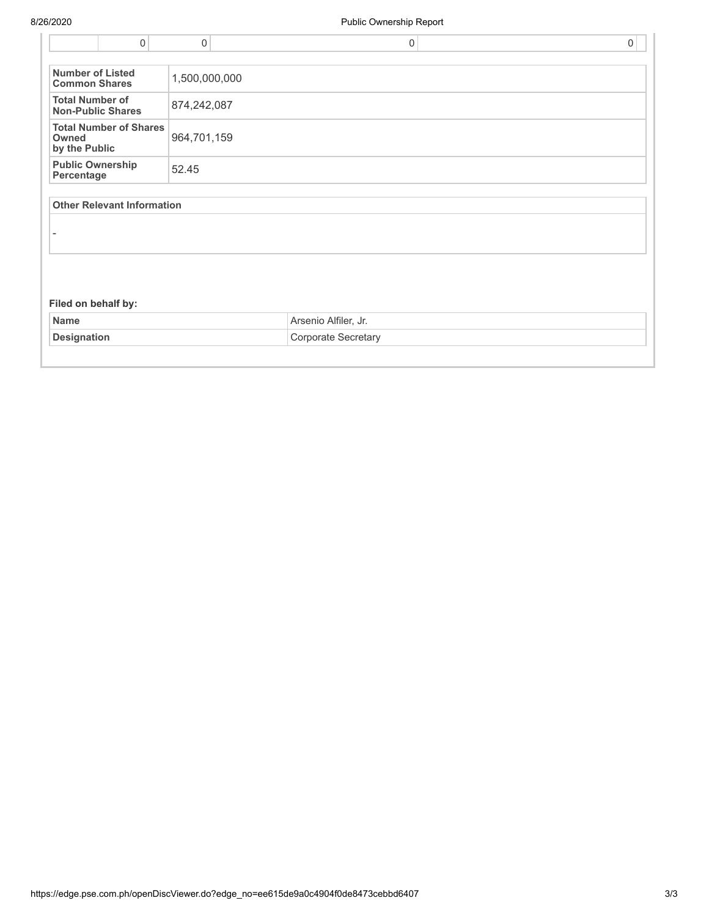| | | | | |
|---|---|---|---|---|
| | 0 | 0 | 0 | 0 |

| | |
|---|---|
| **Number of Listed Common Shares** | 1,500,000,000 |
| **Total Number of Non-Public Shares** | 874,242,087 |
| **Total Number of Shares Owned by the Public** | 964,701,159 |
| **Public Ownership Percentage** | 52.45 |

**Other Relevant Information**

-

**Filed on behalf by:**

| | |
|---|---|
| **Name** | Arsenio Alfiler, Jr. |
| **Designation** | Corporate Secretary |